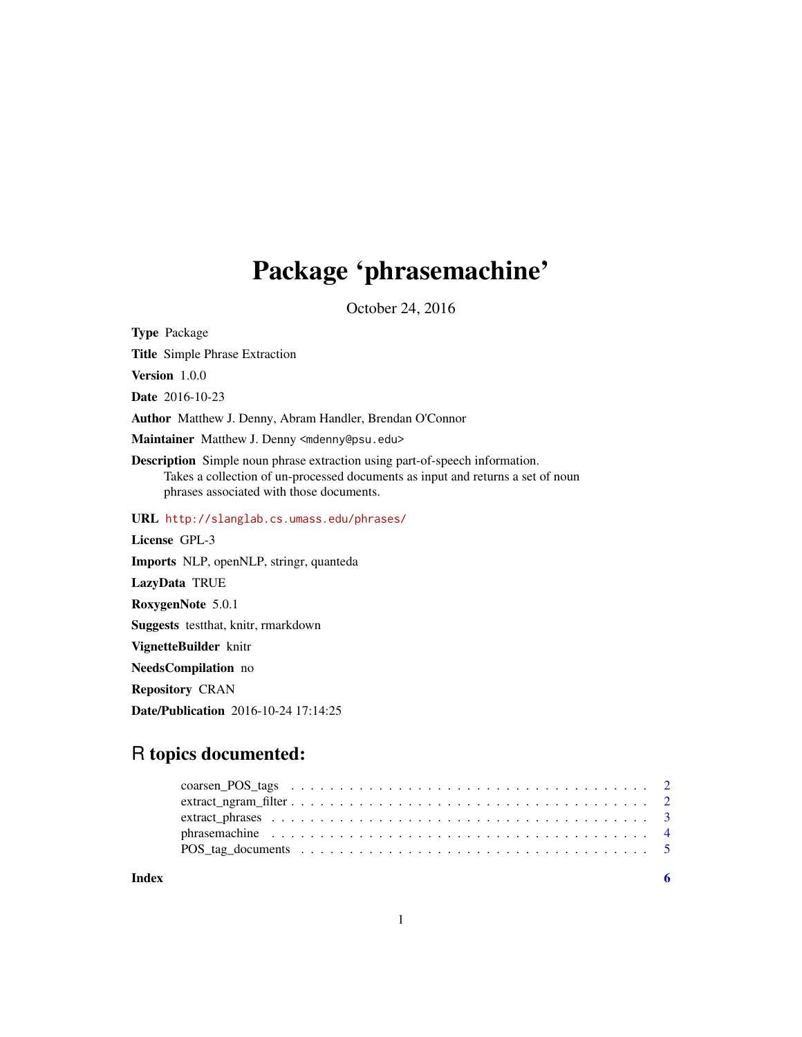# Package 'phrasemachine'

October 24, 2016

**Type** Package

**Title** Simple Phrase Extraction

**Version** 1.0.0

**Date** 2016-10-23

**Author** Matthew J. Denny, Abram Handler, Brendan O'Connor

**Maintainer** Matthew J. Denny <mdenny@psu.edu>

**Description** Simple noun phrase extraction using part-of-speech information.
Takes a collection of un-processed documents as input and returns a set of noun phrases associated with those documents.

**URL** http://slanglab.cs.umass.edu/phrases/

**License** GPL-3

**Imports** NLP, openNLP, stringr, quanteda

**LazyData** TRUE

**RoxygenNote** 5.0.1

**Suggests** testthat, knitr, rmarkdown

**VignetteBuilder** knitr

**NeedsCompilation** no

**Repository** CRAN

**Date/Publication** 2016-10-24 17:14:25

## R topics documented:

- coarsen_POS_tags . . . . . . . . . . . . . . . . . . . . . . . . . . . . . . . . . . . 2
- extract_ngram_filter . . . . . . . . . . . . . . . . . . . . . . . . . . . . . . . . . . 2
- extract_phrases . . . . . . . . . . . . . . . . . . . . . . . . . . . . . . . . . . . . 3
- phrasemachine . . . . . . . . . . . . . . . . . . . . . . . . . . . . . . . . . . . . . 4
- POS_tag_documents . . . . . . . . . . . . . . . . . . . . . . . . . . . . . . . . . . 5

**Index** 6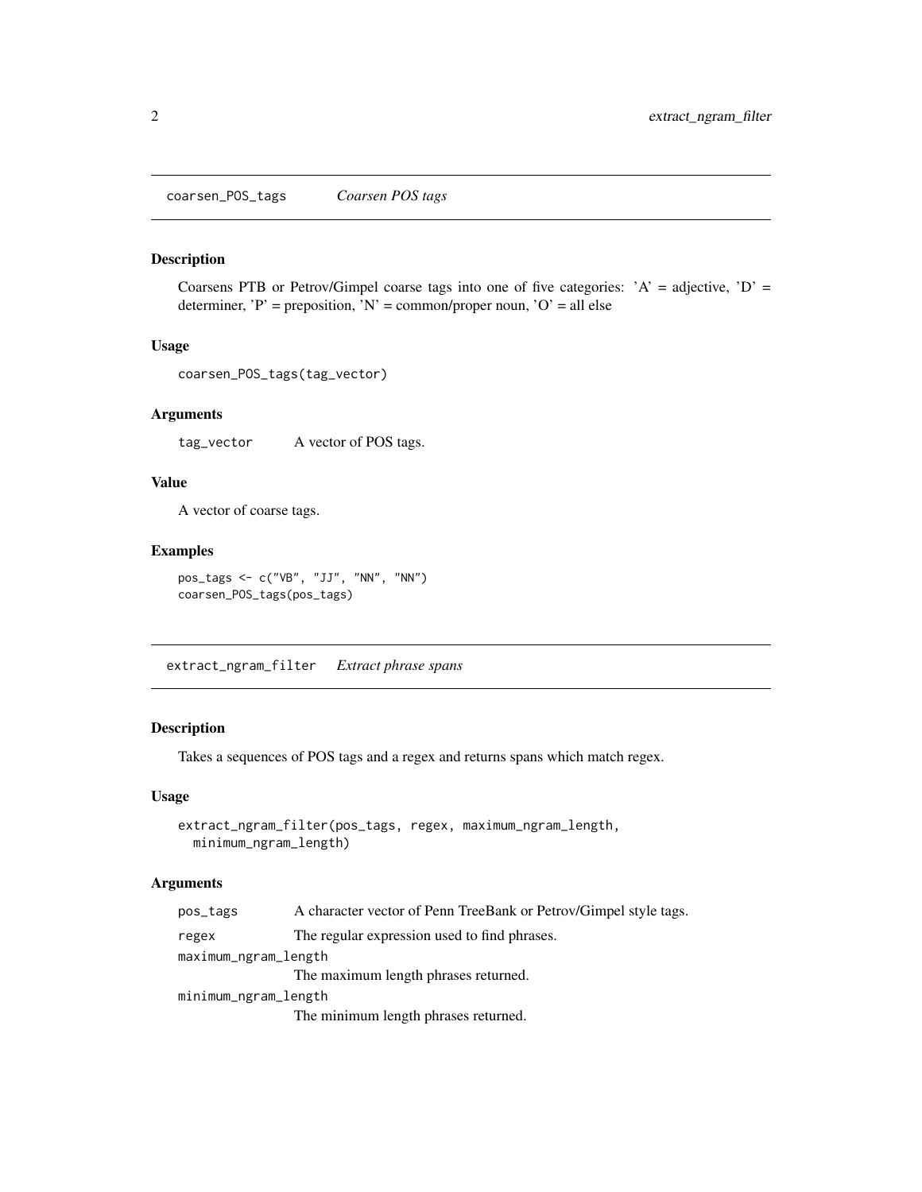## coarsen_POS_tags *Coarsen POS tags*

### Description

Coarsens PTB or Petrov/Gimpel coarse tags into one of five categories: 'A' = adjective, 'D' = determiner, 'P' = preposition, 'N' = common/proper noun, 'O' = all else

### Usage

```
coarsen_POS_tags(tag_vector)
```

### Arguments

| | |
|---|---|
| tag_vector | A vector of POS tags. |

### Value

A vector of coarse tags.

### Examples

```
pos_tags <- c("VB", "JJ", "NN", "NN")
coarsen_POS_tags(pos_tags)
```

## extract_ngram_filter *Extract phrase spans*

### Description

Takes a sequences of POS tags and a regex and returns spans which match regex.

### Usage

```
extract_ngram_filter(pos_tags, regex, maximum_ngram_length,
  minimum_ngram_length)
```

### Arguments

| | |
|---|---|
| pos_tags | A character vector of Penn TreeBank or Petrov/Gimpel style tags. |
| regex | The regular expression used to find phrases. |
| maximum_ngram_length | The maximum length phrases returned. |
| minimum_ngram_length | The minimum length phrases returned. |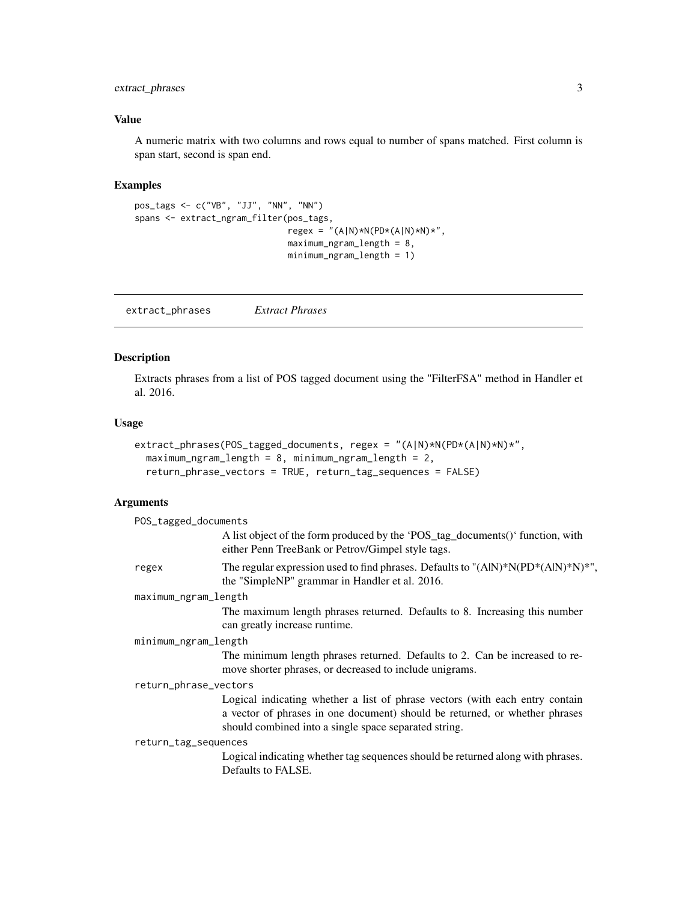### Value

A numeric matrix with two columns and rows equal to number of spans matched. First column is span start, second is span end.

### Examples

```
pos_tags <- c("VB", "JJ", "NN", "NN")
spans <- extract_ngram_filter(pos_tags,
                              regex = "(A|N)*N(PD*(A|N)*N)*",
                              maximum_ngram_length = 8,
                              minimum_ngram_length = 1)
```

## extract_phrases *Extract Phrases*

### Description

Extracts phrases from a list of POS tagged document using the "FilterFSA" method in Handler et al. 2016.

### Usage

```
extract_phrases(POS_tagged_documents, regex = "(A|N)*N(PD*(A|N)*N)*",
  maximum_ngram_length = 8, minimum_ngram_length = 2,
  return_phrase_vectors = TRUE, return_tag_sequences = FALSE)
```

### Arguments

`POS_tagged_documents`
: A list object of the form produced by the 'POS_tag_documents()' function, with either Penn TreeBank or Petrov/Gimpel style tags.

`regex`
: The regular expression used to find phrases. Defaults to "(A|N)*N(PD*(A|N)*N)*", the "SimpleNP" grammar in Handler et al. 2016.

`maximum_ngram_length`
: The maximum length phrases returned. Defaults to 8. Increasing this number can greatly increase runtime.

`minimum_ngram_length`
: The minimum length phrases returned. Defaults to 2. Can be increased to remove shorter phrases, or decreased to include unigrams.

`return_phrase_vectors`
: Logical indicating whether a list of phrase vectors (with each entry contain a vector of phrases in one document) should be returned, or whether phrases should combined into a single space separated string.

`return_tag_sequences`
: Logical indicating whether tag sequences should be returned along with phrases. Defaults to FALSE.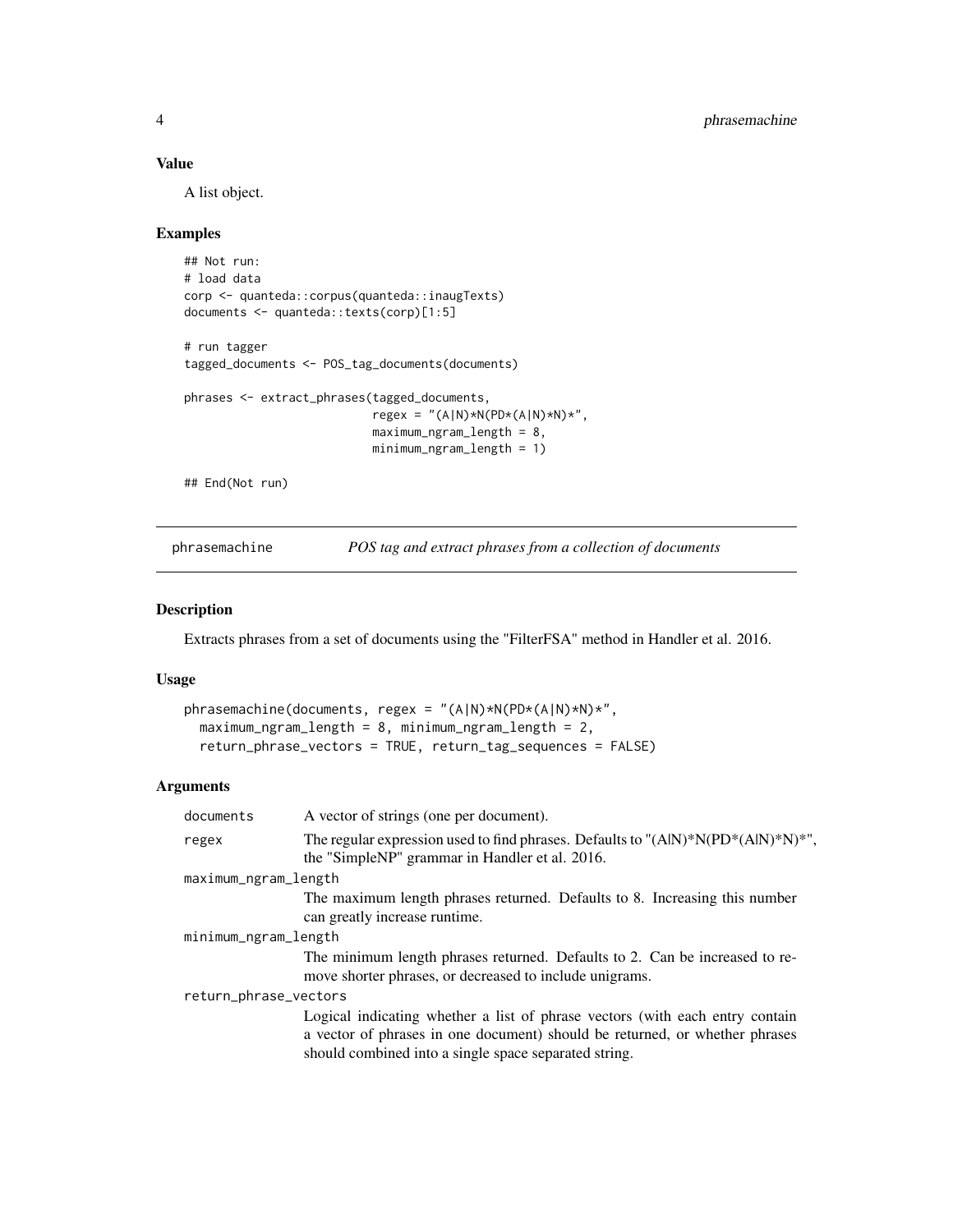### Value

A list object.

### Examples

```
## Not run:
# load data
corp <- quanteda::corpus(quanteda::inaugTexts)
documents <- quanteda::texts(corp)[1:5]

# run tagger
tagged_documents <- POS_tag_documents(documents)

phrases <- extract_phrases(tagged_documents,
                           regex = "(A|N)*N(PD*(A|N)*N)*",
                           maximum_ngram_length = 8,
                           minimum_ngram_length = 1)

## End(Not run)
```

---

## phrasemachine — *POS tag and extract phrases from a collection of documents*

---

### Description

Extracts phrases from a set of documents using the "FilterFSA" method in Handler et al. 2016.

### Usage

```
phrasemachine(documents, regex = "(A|N)*N(PD*(A|N)*N)*",
  maximum_ngram_length = 8, minimum_ngram_length = 2,
  return_phrase_vectors = TRUE, return_tag_sequences = FALSE)
```

### Arguments

`documents` A vector of strings (one per document).

`regex` The regular expression used to find phrases. Defaults to "(A|N)*N(PD*(A|N)*N)*", the "SimpleNP" grammar in Handler et al. 2016.

`maximum_ngram_length` The maximum length phrases returned. Defaults to 8. Increasing this number can greatly increase runtime.

`minimum_ngram_length` The minimum length phrases returned. Defaults to 2. Can be increased to remove shorter phrases, or decreased to include unigrams.

`return_phrase_vectors` Logical indicating whether a list of phrase vectors (with each entry contain a vector of phrases in one document) should be returned, or whether phrases should combined into a single space separated string.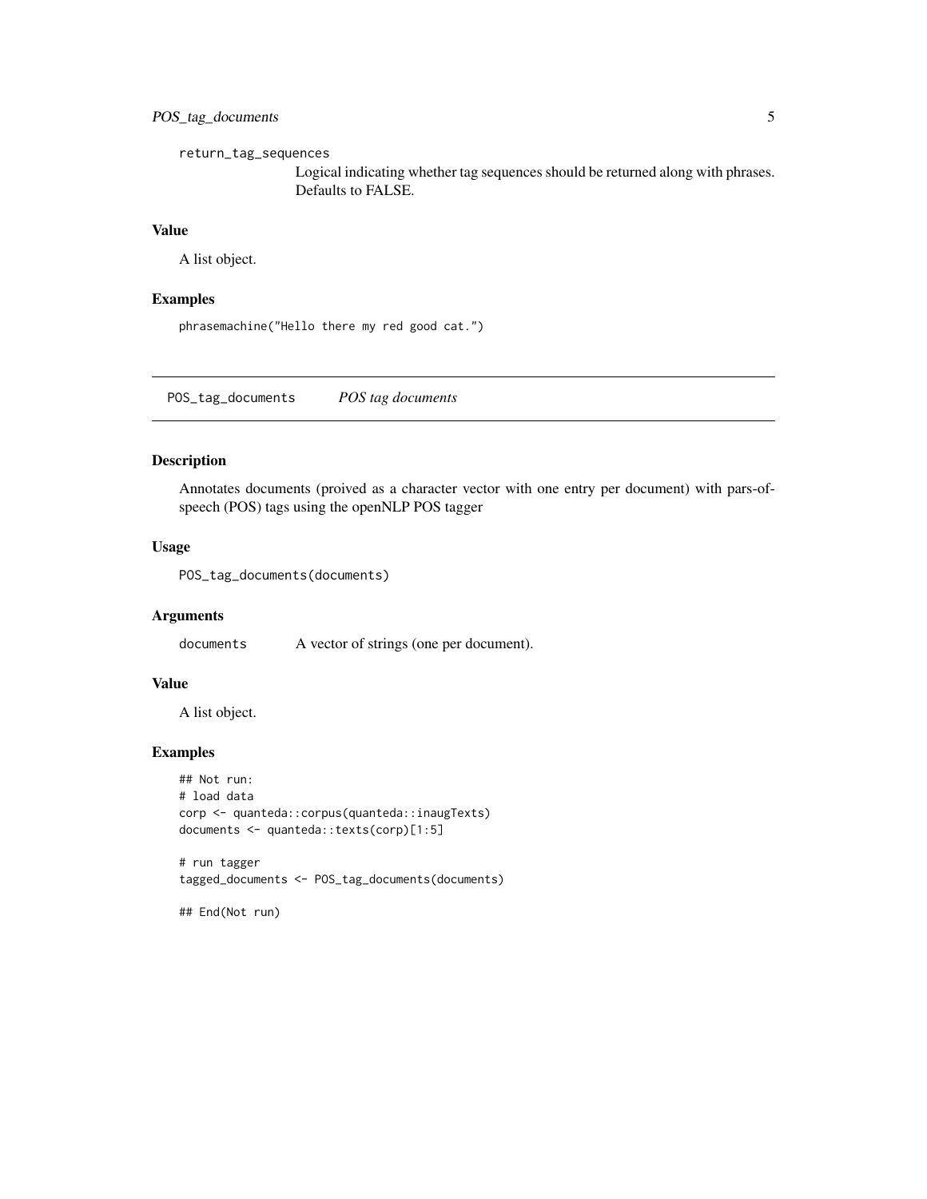return_tag_sequences
: Logical indicating whether tag sequences should be returned along with phrases. Defaults to FALSE.

### Value

A list object.

### Examples

```
phrasemachine("Hello there my red good cat.")
```

---

## POS_tag_documents *POS tag documents*

---

### Description

Annotates documents (proived as a character vector with one entry per document) with pars-of-speech (POS) tags using the openNLP POS tagger

### Usage

```
POS_tag_documents(documents)
```

### Arguments

| | |
|---|---|
| documents | A vector of strings (one per document). |

### Value

A list object.

### Examples

```
## Not run:
# load data
corp <- quanteda::corpus(quanteda::inaugTexts)
documents <- quanteda::texts(corp)[1:5]

# run tagger
tagged_documents <- POS_tag_documents(documents)

## End(Not run)
```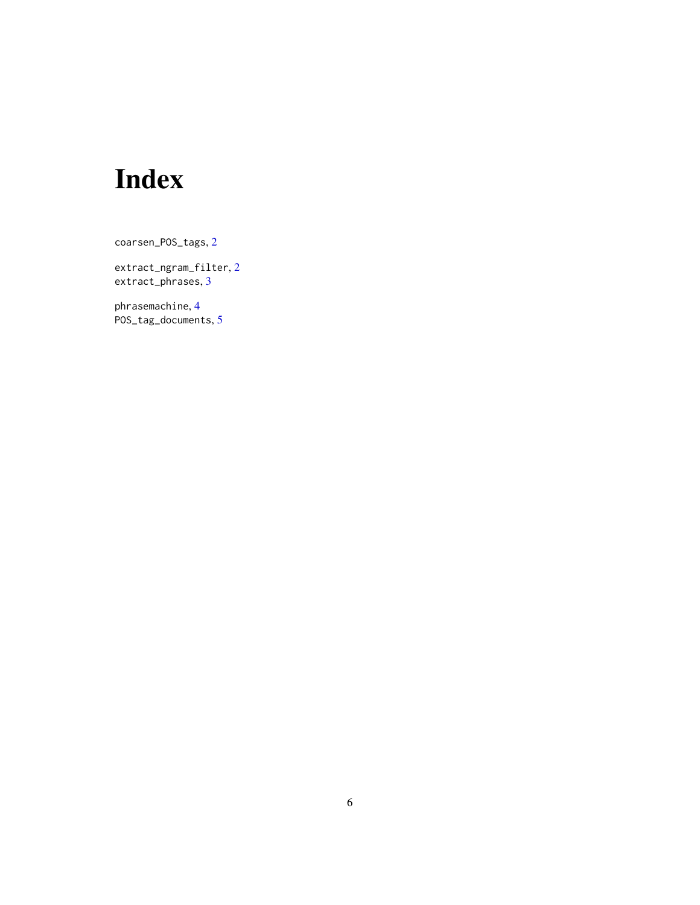# Index

coarsen_POS_tags, 2

extract_ngram_filter, 2
extract_phrases, 3

phrasemachine, 4
POS_tag_documents, 5